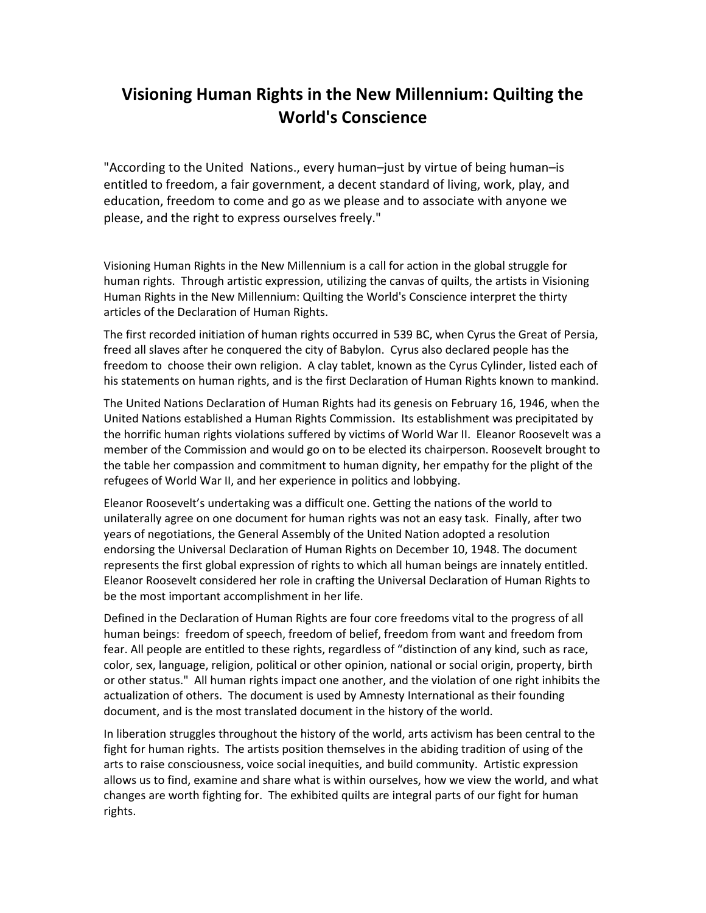# Visioning Human Rights in the New Millennium: Quilting the World's Conscience

"According to the United Nations., every human–just by virtue of being human–is entitled to freedom, a fair government, a decent standard of living, work, play, and education, freedom to come and go as we please and to associate with anyone we please, and the right to express ourselves freely."

Visioning Human Rights in the New Millennium is a call for action in the global struggle for human rights. Through artistic expression, utilizing the canvas of quilts, the artists in Visioning Human Rights in the New Millennium: Quilting the World's Conscience interpret the thirty articles of the Declaration of Human Rights.

The first recorded initiation of human rights occurred in 539 BC, when Cyrus the Great of Persia, freed all slaves after he conquered the city of Babylon. Cyrus also declared people has the freedom to choose their own religion. A clay tablet, known as the Cyrus Cylinder, listed each of his statements on human rights, and is the first Declaration of Human Rights known to mankind.

The United Nations Declaration of Human Rights had its genesis on February 16, 1946, when the United Nations established a Human Rights Commission. Its establishment was precipitated by the horrific human rights violations suffered by victims of World War II. Eleanor Roosevelt was a member of the Commission and would go on to be elected its chairperson. Roosevelt brought to the table her compassion and commitment to human dignity, her empathy for the plight of the refugees of World War II, and her experience in politics and lobbying.

Eleanor Roosevelt's undertaking was a difficult one. Getting the nations of the world to unilaterally agree on one document for human rights was not an easy task. Finally, after two years of negotiations, the General Assembly of the United Nation adopted a resolution endorsing the Universal Declaration of Human Rights on December 10, 1948. The document represents the first global expression of rights to which all human beings are innately entitled. Eleanor Roosevelt considered her role in crafting the Universal Declaration of Human Rights to be the most important accomplishment in her life.

Defined in the Declaration of Human Rights are four core freedoms vital to the progress of all human beings: freedom of speech, freedom of belief, freedom from want and freedom from fear. All people are entitled to these rights, regardless of "distinction of any kind, such as race, color, sex, language, religion, political or other opinion, national or social origin, property, birth or other status." All human rights impact one another, and the violation of one right inhibits the actualization of others. The document is used by Amnesty International as their founding document, and is the most translated document in the history of the world.

In liberation struggles throughout the history of the world, arts activism has been central to the fight for human rights. The artists position themselves in the abiding tradition of using of the arts to raise consciousness, voice social inequities, and build community. Artistic expression allows us to find, examine and share what is within ourselves, how we view the world, and what changes are worth fighting for. The exhibited quilts are integral parts of our fight for human rights.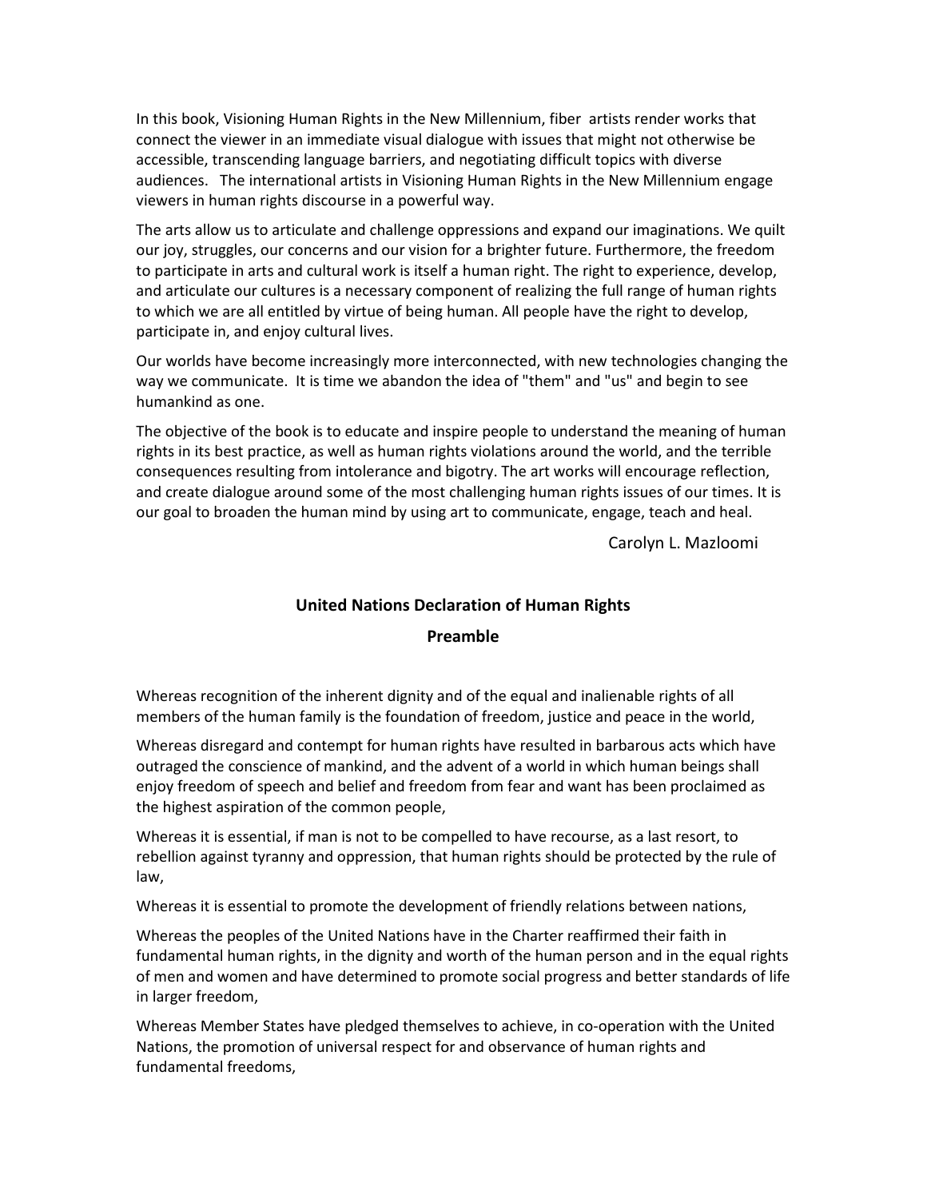In this book, Visioning Human Rights in the New Millennium, fiber artists render works that connect the viewer in an immediate visual dialogue with issues that might not otherwise be accessible, transcending language barriers, and negotiating difficult topics with diverse audiences. The international artists in Visioning Human Rights in the New Millennium engage viewers in human rights discourse in a powerful way.

The arts allow us to articulate and challenge oppressions and expand our imaginations. We quilt our joy, struggles, our concerns and our vision for a brighter future. Furthermore, the freedom to participate in arts and cultural work is itself a human right. The right to experience, develop, and articulate our cultures is a necessary component of realizing the full range of human rights to which we are all entitled by virtue of being human. All people have the right to develop, participate in, and enjoy cultural lives.

Our worlds have become increasingly more interconnected, with new technologies changing the way we communicate. It is time we abandon the idea of "them" and "us" and begin to see humankind as one.

The objective of the book is to educate and inspire people to understand the meaning of human rights in its best practice, as well as human rights violations around the world, and the terrible consequences resulting from intolerance and bigotry. The art works will encourage reflection, and create dialogue around some of the most challenging human rights issues of our times. It is our goal to broaden the human mind by using art to communicate, engage, teach and heal.

Carolyn L. Mazloomi

## United Nations Declaration of Human Rights

### Preamble

Whereas recognition of the inherent dignity and of the equal and inalienable rights of all members of the human family is the foundation of freedom, justice and peace in the world,

Whereas disregard and contempt for human rights have resulted in barbarous acts which have outraged the conscience of mankind, and the advent of a world in which human beings shall enjoy freedom of speech and belief and freedom from fear and want has been proclaimed as the highest aspiration of the common people,

Whereas it is essential, if man is not to be compelled to have recourse, as a last resort, to rebellion against tyranny and oppression, that human rights should be protected by the rule of law,

Whereas it is essential to promote the development of friendly relations between nations,

Whereas the peoples of the United Nations have in the Charter reaffirmed their faith in fundamental human rights, in the dignity and worth of the human person and in the equal rights of men and women and have determined to promote social progress and better standards of life in larger freedom,

Whereas Member States have pledged themselves to achieve, in co-operation with the United Nations, the promotion of universal respect for and observance of human rights and fundamental freedoms,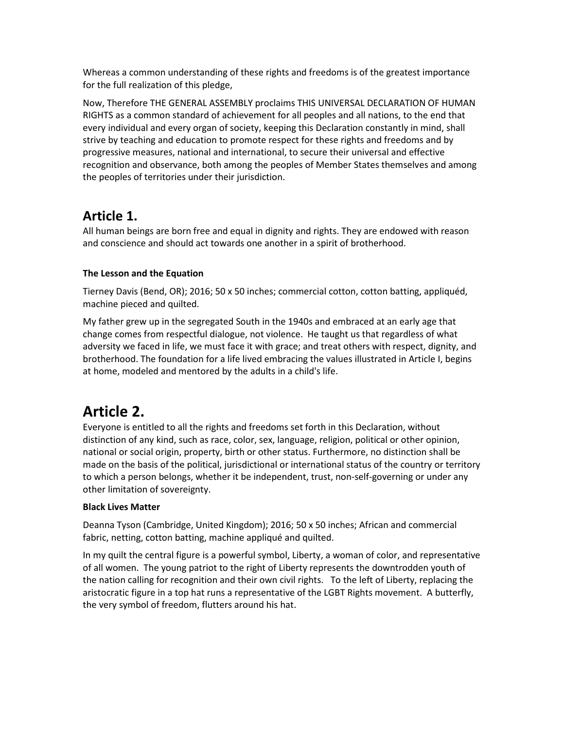Whereas a common understanding of these rights and freedoms is of the greatest importance for the full realization of this pledge,

Now, Therefore THE GENERAL ASSEMBLY proclaims THIS UNIVERSAL DECLARATION OF HUMAN RIGHTS as a common standard of achievement for all peoples and all nations, to the end that every individual and every organ of society, keeping this Declaration constantly in mind, shall strive by teaching and education to promote respect for these rights and freedoms and by progressive measures, national and international, to secure their universal and effective recognition and observance, both among the peoples of Member States themselves and among the peoples of territories under their jurisdiction.

## Article 1.

All human beings are born free and equal in dignity and rights. They are endowed with reason and conscience and should act towards one another in a spirit of brotherhood.

**The Lesson and the Equation**

Tierney Davis (Bend, OR); 2016; 50 x 50 inches; commercial cotton, cotton batting, appliquéd, machine pieced and quilted.

My father grew up in the segregated South in the 1940s and embraced at an early age that change comes from respectful dialogue, not violence. He taught us that regardless of what adversity we faced in life, we must face it with grace; and treat others with respect, dignity, and brotherhood. The foundation for a life lived embracing the values illustrated in Article I, begins at home, modeled and mentored by the adults in a child's life.

# Article 2.

Everyone is entitled to all the rights and freedoms set forth in this Declaration, without distinction of any kind, such as race, color, sex, language, religion, political or other opinion, national or social origin, property, birth or other status. Furthermore, no distinction shall be made on the basis of the political, jurisdictional or international status of the country or territory to which a person belongs, whether it be independent, trust, non-self-governing or under any other limitation of sovereignty.

**Black Lives Matter**

Deanna Tyson (Cambridge, United Kingdom); 2016; 50 x 50 inches; African and commercial fabric, netting, cotton batting, machine appliqué and quilted.

In my quilt the central figure is a powerful symbol, Liberty, a woman of color, and representative of all women. The young patriot to the right of Liberty represents the downtrodden youth of the nation calling for recognition and their own civil rights. To the left of Liberty, replacing the aristocratic figure in a top hat runs a representative of the LGBT Rights movement. A butterfly, the very symbol of freedom, flutters around his hat.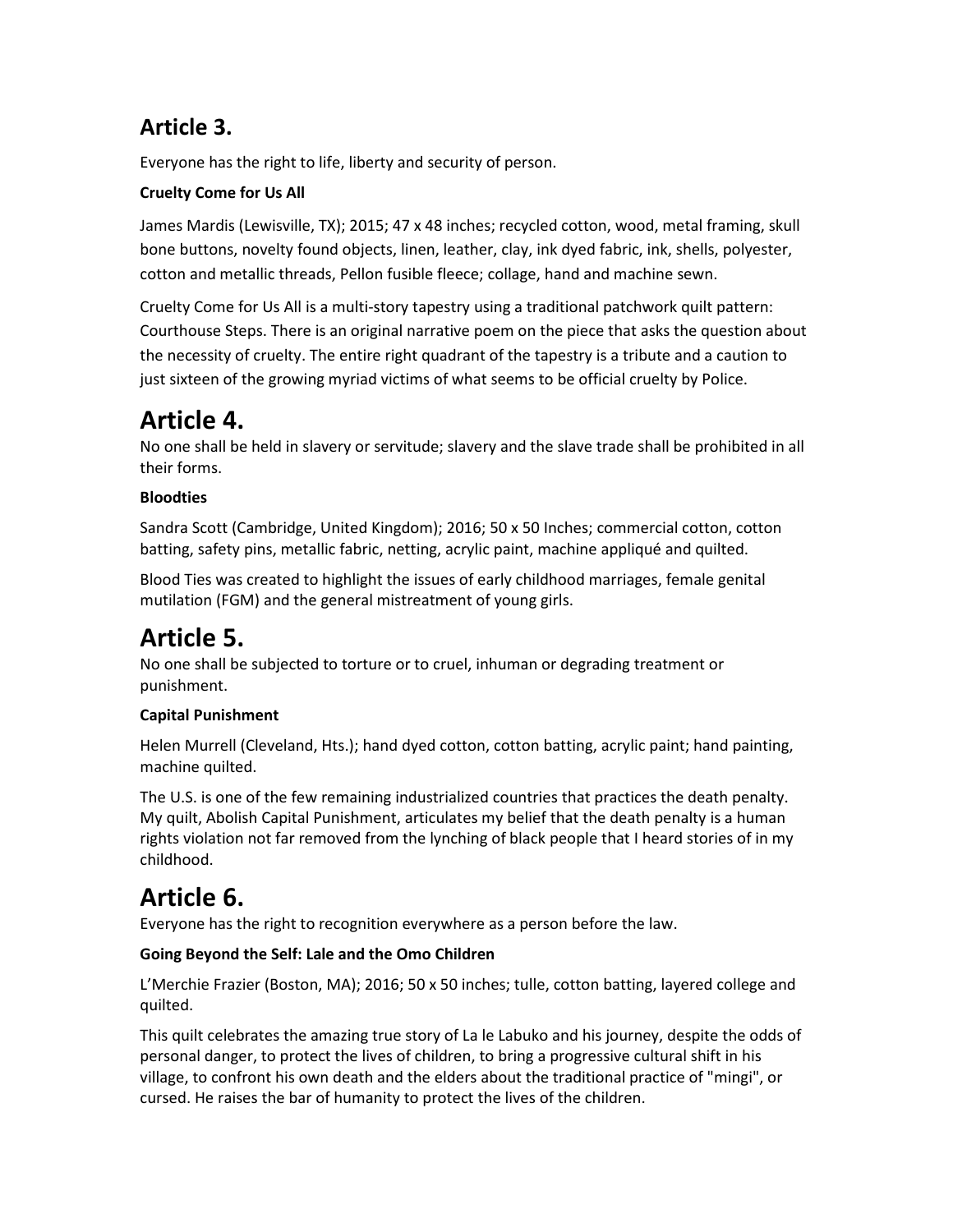## Article 3.

Everyone has the right to life, liberty and security of person.

**Cruelty Come for Us All**

James Mardis (Lewisville, TX); 2015; 47 x 48 inches; recycled cotton, wood, metal framing, skull bone buttons, novelty found objects, linen, leather, clay, ink dyed fabric, ink, shells, polyester, cotton and metallic threads, Pellon fusible fleece; collage, hand and machine sewn.

Cruelty Come for Us All is a multi-story tapestry using a traditional patchwork quilt pattern: Courthouse Steps. There is an original narrative poem on the piece that asks the question about the necessity of cruelty. The entire right quadrant of the tapestry is a tribute and a caution to just sixteen of the growing myriad victims of what seems to be official cruelty by Police.

# Article 4.

No one shall be held in slavery or servitude; slavery and the slave trade shall be prohibited in all their forms.

**Bloodties**

Sandra Scott (Cambridge, United Kingdom); 2016; 50 x 50 Inches; commercial cotton, cotton batting, safety pins, metallic fabric, netting, acrylic paint, machine appliqué and quilted.

Blood Ties was created to highlight the issues of early childhood marriages, female genital mutilation (FGM) and the general mistreatment of young girls.

# Article 5.

No one shall be subjected to torture or to cruel, inhuman or degrading treatment or punishment.

**Capital Punishment**

Helen Murrell (Cleveland, Hts.); hand dyed cotton, cotton batting, acrylic paint; hand painting, machine quilted.

The U.S. is one of the few remaining industrialized countries that practices the death penalty. My quilt, Abolish Capital Punishment, articulates my belief that the death penalty is a human rights violation not far removed from the lynching of black people that I heard stories of in my childhood.

# Article 6.

Everyone has the right to recognition everywhere as a person before the law.

**Going Beyond the Self: Lale and the Omo Children**

L'Merchie Frazier (Boston, MA); 2016; 50 x 50 inches; tulle, cotton batting, layered college and quilted.

This quilt celebrates the amazing true story of La le Labuko and his journey, despite the odds of personal danger, to protect the lives of children, to bring a progressive cultural shift in his village, to confront his own death and the elders about the traditional practice of "mingi", or cursed. He raises the bar of humanity to protect the lives of the children.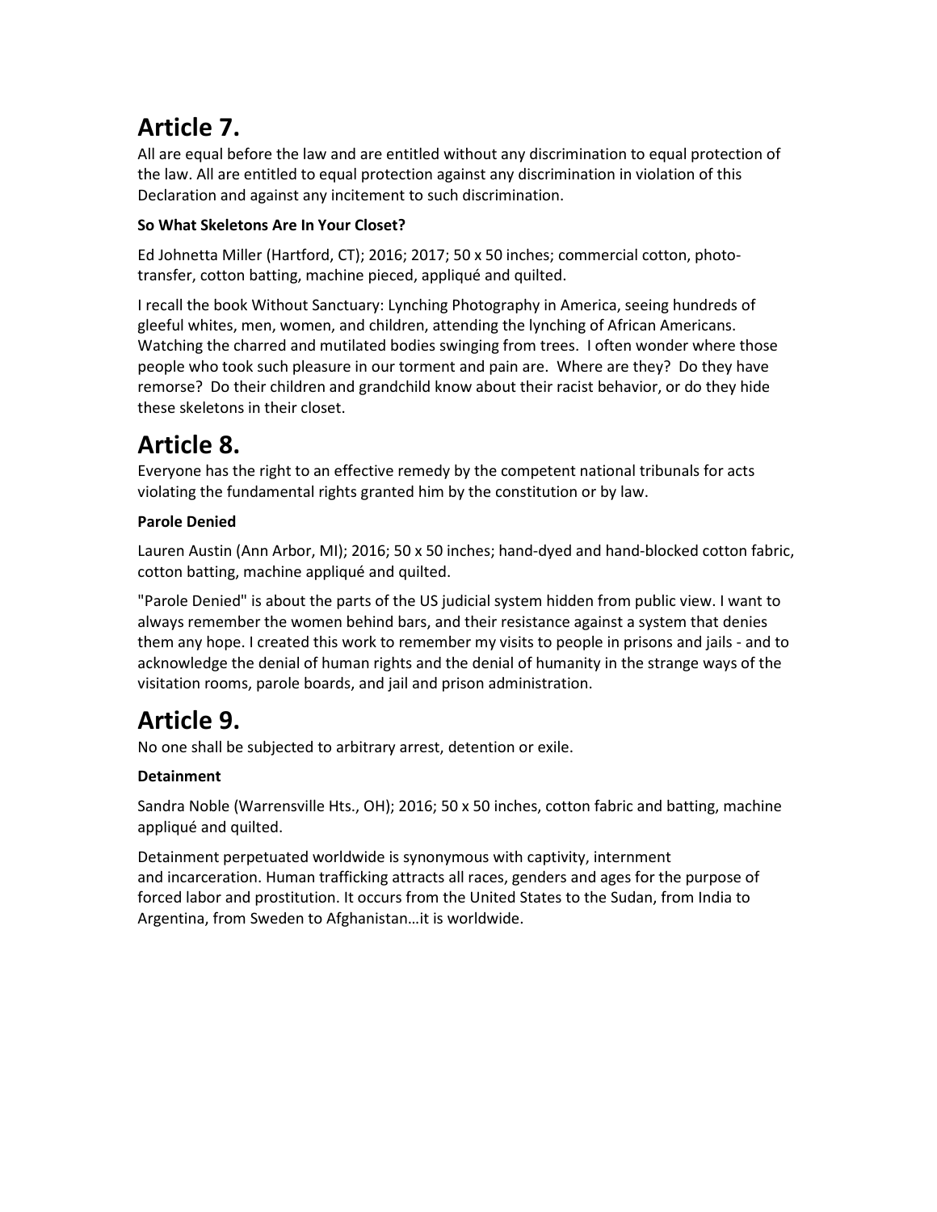# Article 7.

All are equal before the law and are entitled without any discrimination to equal protection of the law. All are entitled to equal protection against any discrimination in violation of this Declaration and against any incitement to such discrimination.

**So What Skeletons Are In Your Closet?**

Ed Johnetta Miller (Hartford, CT); 2016; 2017; 50 x 50 inches; commercial cotton, photo-transfer, cotton batting, machine pieced, appliqué and quilted.

I recall the book Without Sanctuary: Lynching Photography in America, seeing hundreds of gleeful whites, men, women, and children, attending the lynching of African Americans. Watching the charred and mutilated bodies swinging from trees. I often wonder where those people who took such pleasure in our torment and pain are. Where are they? Do they have remorse? Do their children and grandchild know about their racist behavior, or do they hide these skeletons in their closet.

# Article 8.

Everyone has the right to an effective remedy by the competent national tribunals for acts violating the fundamental rights granted him by the constitution or by law.

**Parole Denied**

Lauren Austin (Ann Arbor, MI); 2016; 50 x 50 inches; hand-dyed and hand-blocked cotton fabric, cotton batting, machine appliqué and quilted.

"Parole Denied" is about the parts of the US judicial system hidden from public view. I want to always remember the women behind bars, and their resistance against a system that denies them any hope. I created this work to remember my visits to people in prisons and jails - and to acknowledge the denial of human rights and the denial of humanity in the strange ways of the visitation rooms, parole boards, and jail and prison administration.

# Article 9.

No one shall be subjected to arbitrary arrest, detention or exile.

**Detainment**

Sandra Noble (Warrensville Hts., OH); 2016; 50 x 50 inches, cotton fabric and batting, machine appliqué and quilted.

Detainment perpetuated worldwide is synonymous with captivity, internment and incarceration. Human trafficking attracts all races, genders and ages for the purpose of forced labor and prostitution. It occurs from the United States to the Sudan, from India to Argentina, from Sweden to Afghanistan…it is worldwide.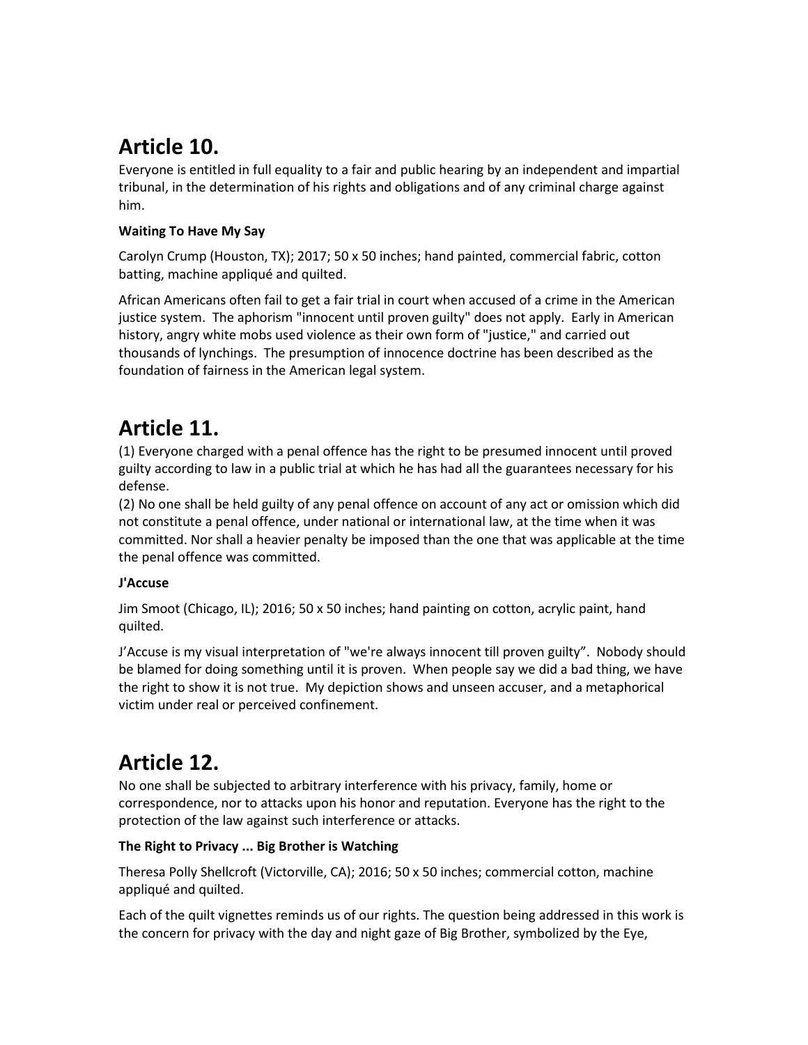## Article 10.

Everyone is entitled in full equality to a fair and public hearing by an independent and impartial tribunal, in the determination of his rights and obligations and of any criminal charge against him.

**Waiting To Have My Say**

Carolyn Crump (Houston, TX); 2017; 50 x 50 inches; hand painted, commercial fabric, cotton batting, machine appliqué and quilted.

African Americans often fail to get a fair trial in court when accused of a crime in the American justice system. The aphorism "innocent until proven guilty" does not apply. Early in American history, angry white mobs used violence as their own form of "justice," and carried out thousands of lynchings. The presumption of innocence doctrine has been described as the foundation of fairness in the American legal system.

## Article 11.

(1) Everyone charged with a penal offence has the right to be presumed innocent until proved guilty according to law in a public trial at which he has had all the guarantees necessary for his defense.
(2) No one shall be held guilty of any penal offence on account of any act or omission which did not constitute a penal offence, under national or international law, at the time when it was committed. Nor shall a heavier penalty be imposed than the one that was applicable at the time the penal offence was committed.

**J'Accuse**

Jim Smoot (Chicago, IL); 2016; 50 x 50 inches; hand painting on cotton, acrylic paint, hand quilted.

J'Accuse is my visual interpretation of "we're always innocent till proven guilty". Nobody should be blamed for doing something until it is proven. When people say we did a bad thing, we have the right to show it is not true. My depiction shows and unseen accuser, and a metaphorical victim under real or perceived confinement.

## Article 12.

No one shall be subjected to arbitrary interference with his privacy, family, home or correspondence, nor to attacks upon his honor and reputation. Everyone has the right to the protection of the law against such interference or attacks.

**The Right to Privacy ... Big Brother is Watching**

Theresa Polly Shellcroft (Victorville, CA); 2016; 50 x 50 inches; commercial cotton, machine appliqué and quilted.

Each of the quilt vignettes reminds us of our rights. The question being addressed in this work is the concern for privacy with the day and night gaze of Big Brother, symbolized by the Eye,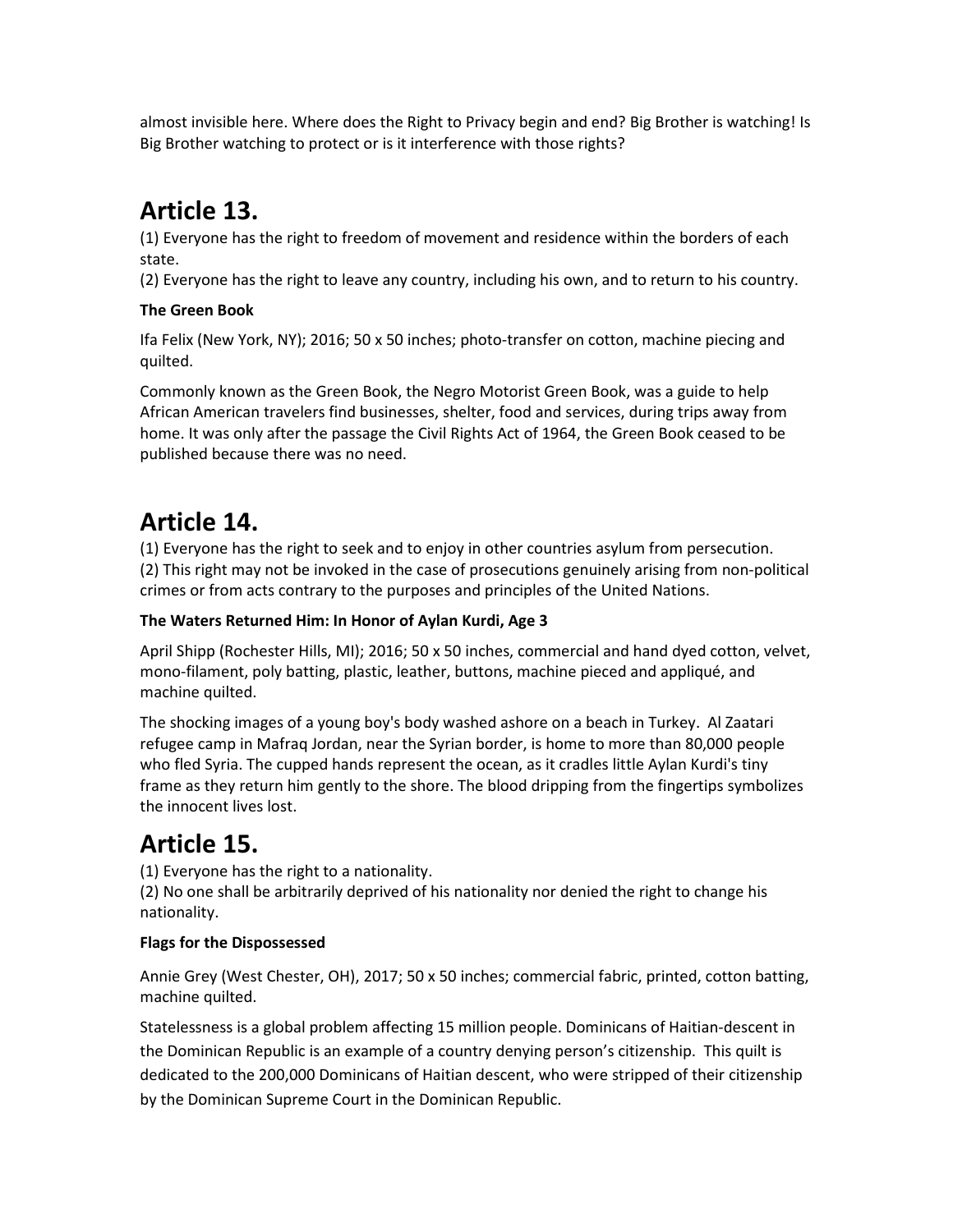almost invisible here. Where does the Right to Privacy begin and end? Big Brother is watching! Is Big Brother watching to protect or is it interference with those rights?

# Article 13.

(1) Everyone has the right to freedom of movement and residence within the borders of each state.
(2) Everyone has the right to leave any country, including his own, and to return to his country.

**The Green Book**

Ifa Felix (New York, NY); 2016; 50 x 50 inches; photo-transfer on cotton, machine piecing and quilted.

Commonly known as the Green Book, the Negro Motorist Green Book, was a guide to help African American travelers find businesses, shelter, food and services, during trips away from home. It was only after the passage the Civil Rights Act of 1964, the Green Book ceased to be published because there was no need.

# Article 14.

(1) Everyone has the right to seek and to enjoy in other countries asylum from persecution.
(2) This right may not be invoked in the case of prosecutions genuinely arising from non-political crimes or from acts contrary to the purposes and principles of the United Nations.

**The Waters Returned Him: In Honor of Aylan Kurdi, Age 3**

April Shipp (Rochester Hills, MI); 2016; 50 x 50 inches, commercial and hand dyed cotton, velvet, mono-filament, poly batting, plastic, leather, buttons, machine pieced and appliqué, and machine quilted.

The shocking images of a young boy's body washed ashore on a beach in Turkey. Al Zaatari refugee camp in Mafraq Jordan, near the Syrian border, is home to more than 80,000 people who fled Syria. The cupped hands represent the ocean, as it cradles little Aylan Kurdi's tiny frame as they return him gently to the shore. The blood dripping from the fingertips symbolizes the innocent lives lost.

# Article 15.

(1) Everyone has the right to a nationality.
(2) No one shall be arbitrarily deprived of his nationality nor denied the right to change his nationality.

**Flags for the Dispossessed**

Annie Grey (West Chester, OH), 2017; 50 x 50 inches; commercial fabric, printed, cotton batting, machine quilted.

Statelessness is a global problem affecting 15 million people. Dominicans of Haitian-descent in the Dominican Republic is an example of a country denying person's citizenship. This quilt is dedicated to the 200,000 Dominicans of Haitian descent, who were stripped of their citizenship by the Dominican Supreme Court in the Dominican Republic.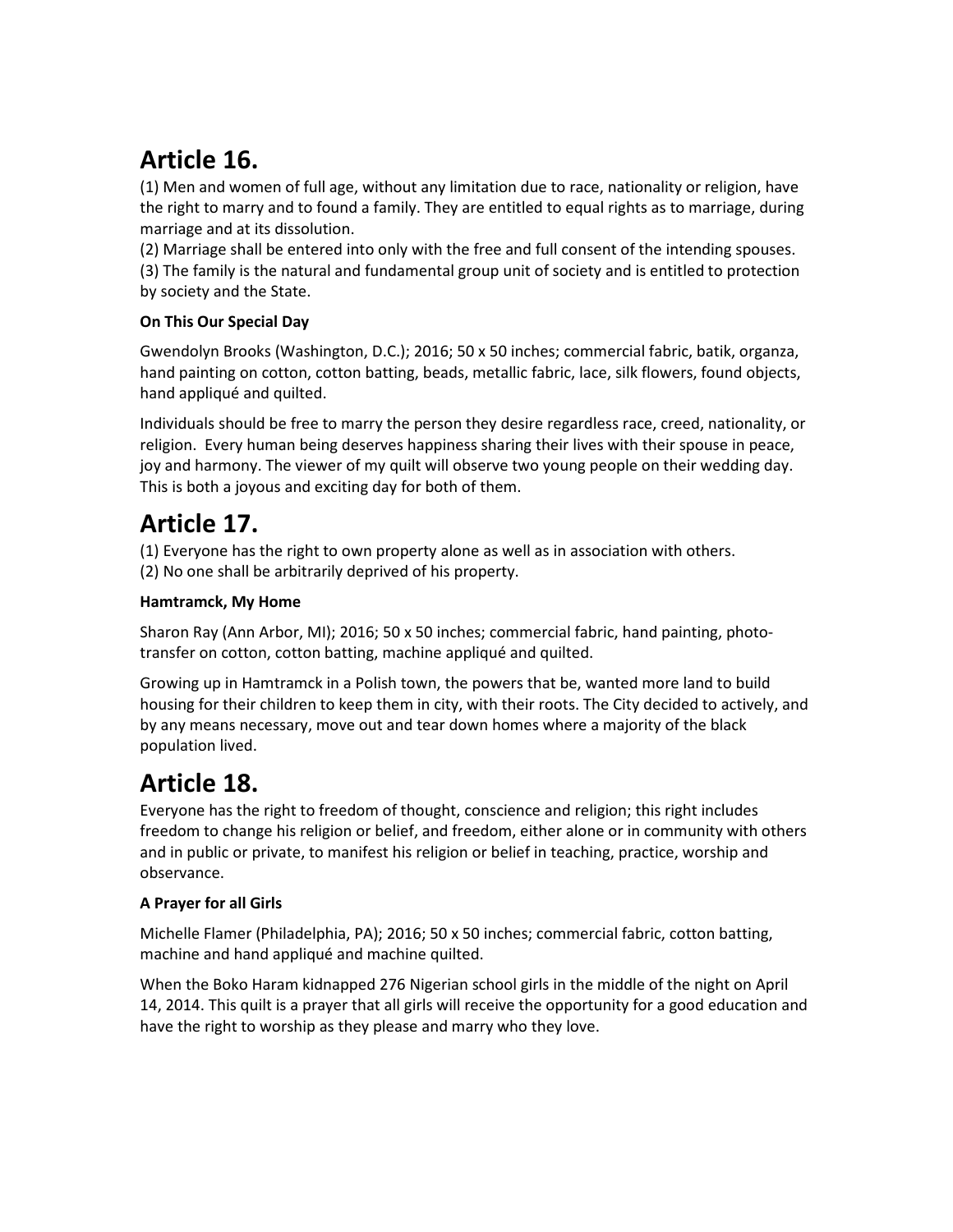# Article 16.

(1) Men and women of full age, without any limitation due to race, nationality or religion, have the right to marry and to found a family. They are entitled to equal rights as to marriage, during marriage and at its dissolution.
(2) Marriage shall be entered into only with the free and full consent of the intending spouses.
(3) The family is the natural and fundamental group unit of society and is entitled to protection by society and the State.

**On This Our Special Day**

Gwendolyn Brooks (Washington, D.C.); 2016; 50 x 50 inches; commercial fabric, batik, organza, hand painting on cotton, cotton batting, beads, metallic fabric, lace, silk flowers, found objects, hand appliqué and quilted.

Individuals should be free to marry the person they desire regardless race, creed, nationality, or religion. Every human being deserves happiness sharing their lives with their spouse in peace, joy and harmony. The viewer of my quilt will observe two young people on their wedding day. This is both a joyous and exciting day for both of them.

# Article 17.

(1) Everyone has the right to own property alone as well as in association with others.
(2) No one shall be arbitrarily deprived of his property.

**Hamtramck, My Home**

Sharon Ray (Ann Arbor, MI); 2016; 50 x 50 inches; commercial fabric, hand painting, photo-transfer on cotton, cotton batting, machine appliqué and quilted.

Growing up in Hamtramck in a Polish town, the powers that be, wanted more land to build housing for their children to keep them in city, with their roots. The City decided to actively, and by any means necessary, move out and tear down homes where a majority of the black population lived.

# Article 18.

Everyone has the right to freedom of thought, conscience and religion; this right includes freedom to change his religion or belief, and freedom, either alone or in community with others and in public or private, to manifest his religion or belief in teaching, practice, worship and observance.

**A Prayer for all Girls**

Michelle Flamer (Philadelphia, PA); 2016; 50 x 50 inches; commercial fabric, cotton batting, machine and hand appliqué and machine quilted.

When the Boko Haram kidnapped 276 Nigerian school girls in the middle of the night on April 14, 2014. This quilt is a prayer that all girls will receive the opportunity for a good education and have the right to worship as they please and marry who they love.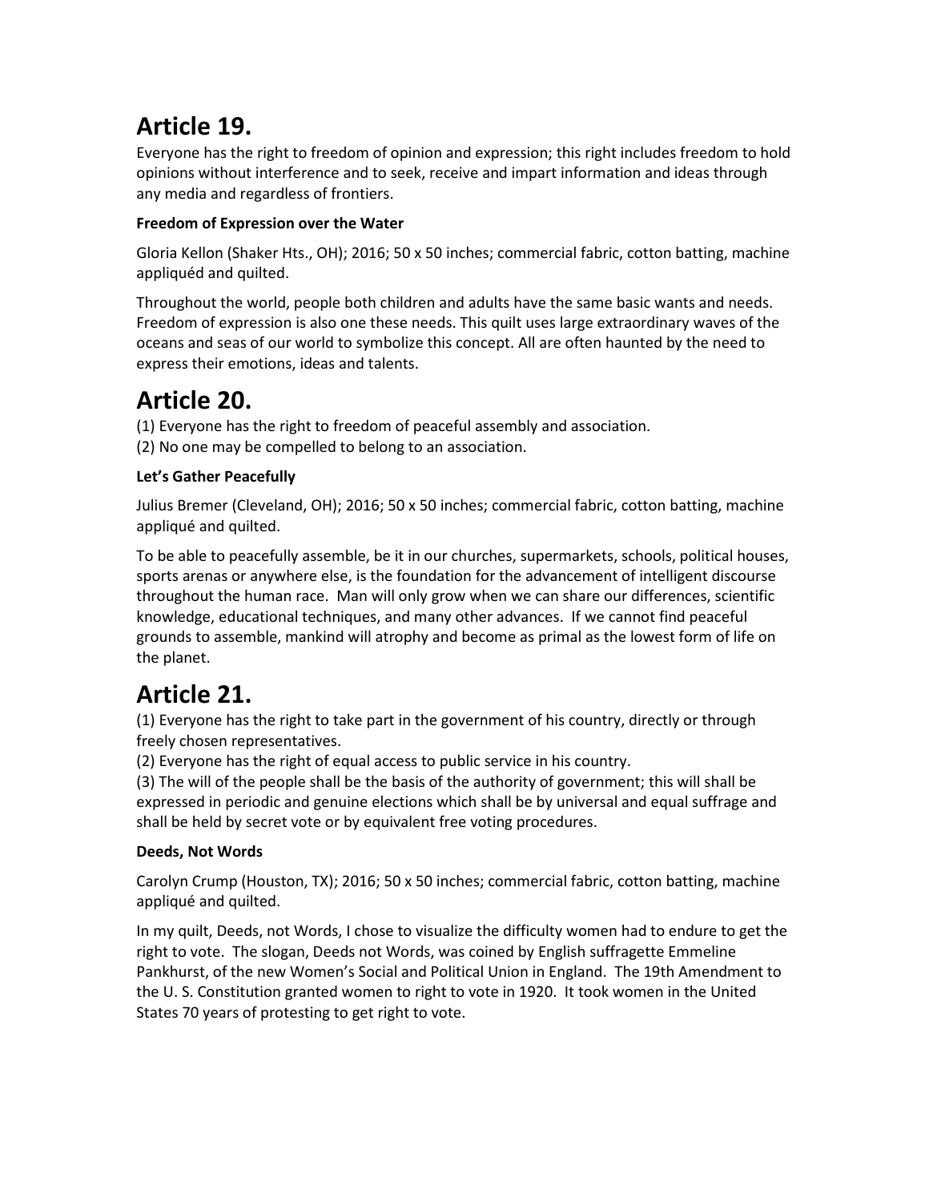# Article 19.

Everyone has the right to freedom of opinion and expression; this right includes freedom to hold opinions without interference and to seek, receive and impart information and ideas through any media and regardless of frontiers.

**Freedom of Expression over the Water**

Gloria Kellon (Shaker Hts., OH); 2016; 50 x 50 inches; commercial fabric, cotton batting, machine appliquéd and quilted.

Throughout the world, people both children and adults have the same basic wants and needs. Freedom of expression is also one these needs. This quilt uses large extraordinary waves of the oceans and seas of our world to symbolize this concept. All are often haunted by the need to express their emotions, ideas and talents.

# Article 20.

(1) Everyone has the right to freedom of peaceful assembly and association.
(2) No one may be compelled to belong to an association.

**Let's Gather Peacefully**

Julius Bremer (Cleveland, OH); 2016; 50 x 50 inches; commercial fabric, cotton batting, machine appliqué and quilted.

To be able to peacefully assemble, be it in our churches, supermarkets, schools, political houses, sports arenas or anywhere else, is the foundation for the advancement of intelligent discourse throughout the human race. Man will only grow when we can share our differences, scientific knowledge, educational techniques, and many other advances. If we cannot find peaceful grounds to assemble, mankind will atrophy and become as primal as the lowest form of life on the planet.

# Article 21.

(1) Everyone has the right to take part in the government of his country, directly or through freely chosen representatives.
(2) Everyone has the right of equal access to public service in his country.
(3) The will of the people shall be the basis of the authority of government; this will shall be expressed in periodic and genuine elections which shall be by universal and equal suffrage and shall be held by secret vote or by equivalent free voting procedures.

**Deeds, Not Words**

Carolyn Crump (Houston, TX); 2016; 50 x 50 inches; commercial fabric, cotton batting, machine appliqué and quilted.

In my quilt, Deeds, not Words, I chose to visualize the difficulty women had to endure to get the right to vote. The slogan, Deeds not Words, was coined by English suffragette Emmeline Pankhurst, of the new Women's Social and Political Union in England. The 19th Amendment to the U. S. Constitution granted women to right to vote in 1920. It took women in the United States 70 years of protesting to get right to vote.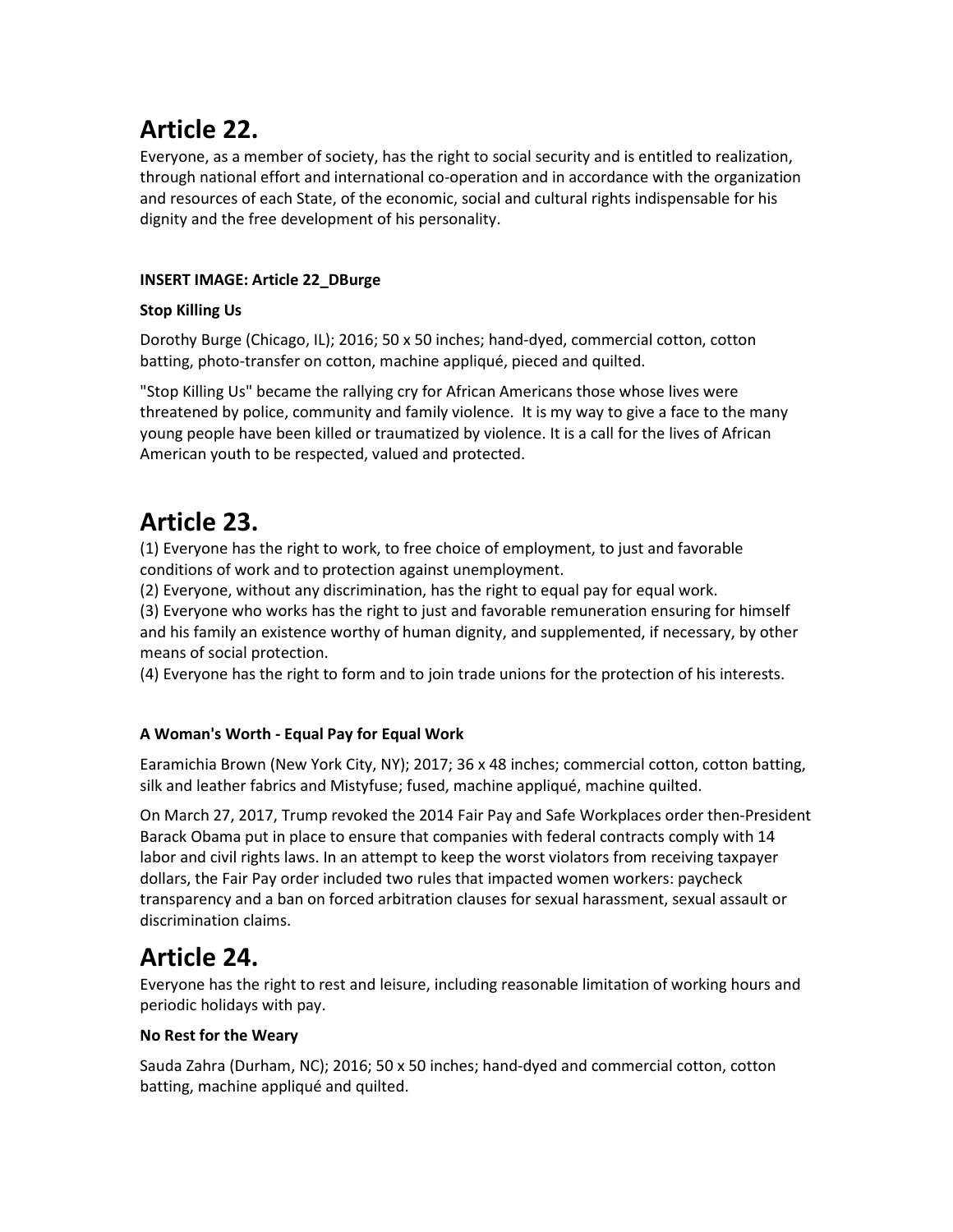# Article 22.

Everyone, as a member of society, has the right to social security and is entitled to realization, through national effort and international co-operation and in accordance with the organization and resources of each State, of the economic, social and cultural rights indispensable for his dignity and the free development of his personality.

**INSERT IMAGE: Article 22_DBurge**

**Stop Killing Us**

Dorothy Burge (Chicago, IL); 2016; 50 x 50 inches; hand-dyed, commercial cotton, cotton batting, photo-transfer on cotton, machine appliqué, pieced and quilted.

"Stop Killing Us" became the rallying cry for African Americans those whose lives were threatened by police, community and family violence. It is my way to give a face to the many young people have been killed or traumatized by violence. It is a call for the lives of African American youth to be respected, valued and protected.

# Article 23.

(1) Everyone has the right to work, to free choice of employment, to just and favorable conditions of work and to protection against unemployment.
(2) Everyone, without any discrimination, has the right to equal pay for equal work.
(3) Everyone who works has the right to just and favorable remuneration ensuring for himself and his family an existence worthy of human dignity, and supplemented, if necessary, by other means of social protection.
(4) Everyone has the right to form and to join trade unions for the protection of his interests.

**A Woman's Worth - Equal Pay for Equal Work**

Earamichia Brown (New York City, NY); 2017; 36 x 48 inches; commercial cotton, cotton batting, silk and leather fabrics and Mistyfuse; fused, machine appliqué, machine quilted.

On March 27, 2017, Trump revoked the 2014 Fair Pay and Safe Workplaces order then-President Barack Obama put in place to ensure that companies with federal contracts comply with 14 labor and civil rights laws. In an attempt to keep the worst violators from receiving taxpayer dollars, the Fair Pay order included two rules that impacted women workers: paycheck transparency and a ban on forced arbitration clauses for sexual harassment, sexual assault or discrimination claims.

# Article 24.

Everyone has the right to rest and leisure, including reasonable limitation of working hours and periodic holidays with pay.

**No Rest for the Weary**

Sauda Zahra (Durham, NC); 2016; 50 x 50 inches; hand-dyed and commercial cotton, cotton batting, machine appliqué and quilted.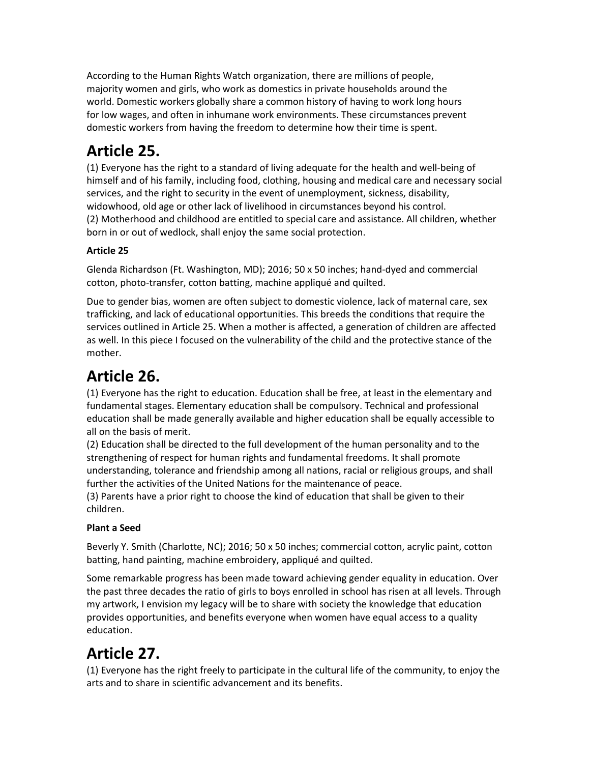According to the Human Rights Watch organization, there are millions of people, majority women and girls, who work as domestics in private households around the world. Domestic workers globally share a common history of having to work long hours for low wages, and often in inhumane work environments. These circumstances prevent domestic workers from having the freedom to determine how their time is spent.

# Article 25.

(1) Everyone has the right to a standard of living adequate for the health and well-being of himself and of his family, including food, clothing, housing and medical care and necessary social services, and the right to security in the event of unemployment, sickness, disability, widowhood, old age or other lack of livelihood in circumstances beyond his control.
(2) Motherhood and childhood are entitled to special care and assistance. All children, whether born in or out of wedlock, shall enjoy the same social protection.

**Article 25**

Glenda Richardson (Ft. Washington, MD); 2016; 50 x 50 inches; hand-dyed and commercial cotton, photo-transfer, cotton batting, machine appliqué and quilted.

Due to gender bias, women are often subject to domestic violence, lack of maternal care, sex trafficking, and lack of educational opportunities. This breeds the conditions that require the services outlined in Article 25. When a mother is affected, a generation of children are affected as well. In this piece I focused on the vulnerability of the child and the protective stance of the mother.

# Article 26.

(1) Everyone has the right to education. Education shall be free, at least in the elementary and fundamental stages. Elementary education shall be compulsory. Technical and professional education shall be made generally available and higher education shall be equally accessible to all on the basis of merit.
(2) Education shall be directed to the full development of the human personality and to the strengthening of respect for human rights and fundamental freedoms. It shall promote understanding, tolerance and friendship among all nations, racial or religious groups, and shall further the activities of the United Nations for the maintenance of peace.
(3) Parents have a prior right to choose the kind of education that shall be given to their children.

**Plant a Seed**

Beverly Y. Smith (Charlotte, NC); 2016; 50 x 50 inches; commercial cotton, acrylic paint, cotton batting, hand painting, machine embroidery, appliqué and quilted.

Some remarkable progress has been made toward achieving gender equality in education. Over the past three decades the ratio of girls to boys enrolled in school has risen at all levels. Through my artwork, I envision my legacy will be to share with society the knowledge that education provides opportunities, and benefits everyone when women have equal access to a quality education.

# Article 27.

(1) Everyone has the right freely to participate in the cultural life of the community, to enjoy the arts and to share in scientific advancement and its benefits.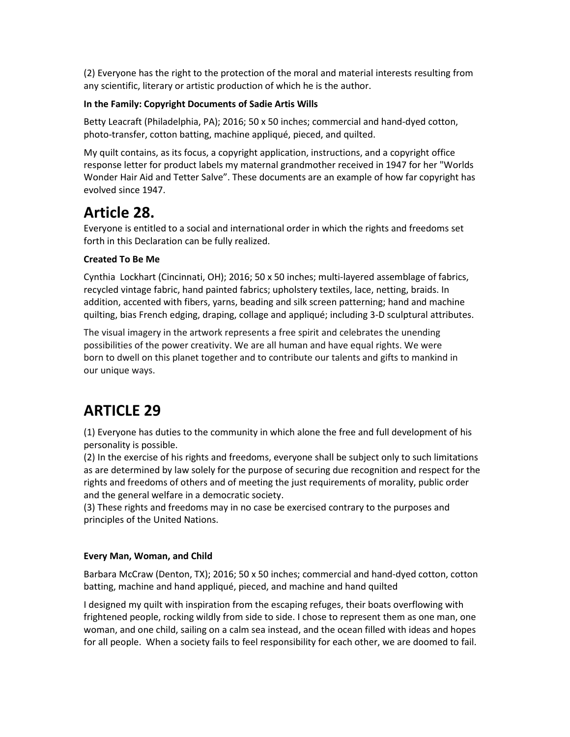(2) Everyone has the right to the protection of the moral and material interests resulting from any scientific, literary or artistic production of which he is the author.

**In the Family: Copyright Documents of Sadie Artis Wills**

Betty Leacraft (Philadelphia, PA); 2016; 50 x 50 inches; commercial and hand-dyed cotton, photo-transfer, cotton batting, machine appliqué, pieced, and quilted.

My quilt contains, as its focus, a copyright application, instructions, and a copyright office response letter for product labels my maternal grandmother received in 1947 for her "Worlds Wonder Hair Aid and Tetter Salve". These documents are an example of how far copyright has evolved since 1947.

# Article 28.

Everyone is entitled to a social and international order in which the rights and freedoms set forth in this Declaration can be fully realized.

**Created To Be Me**

Cynthia Lockhart (Cincinnati, OH); 2016; 50 x 50 inches; multi-layered assemblage of fabrics, recycled vintage fabric, hand painted fabrics; upholstery textiles, lace, netting, braids. In addition, accented with fibers, yarns, beading and silk screen patterning; hand and machine quilting, bias French edging, draping, collage and appliqué; including 3-D sculptural attributes.

The visual imagery in the artwork represents a free spirit and celebrates the unending possibilities of the power creativity. We are all human and have equal rights. We were born to dwell on this planet together and to contribute our talents and gifts to mankind in our unique ways.

# ARTICLE 29

(1) Everyone has duties to the community in which alone the free and full development of his personality is possible.
(2) In the exercise of his rights and freedoms, everyone shall be subject only to such limitations as are determined by law solely for the purpose of securing due recognition and respect for the rights and freedoms of others and of meeting the just requirements of morality, public order and the general welfare in a democratic society.
(3) These rights and freedoms may in no case be exercised contrary to the purposes and principles of the United Nations.

**Every Man, Woman, and Child**

Barbara McCraw (Denton, TX); 2016; 50 x 50 inches; commercial and hand-dyed cotton, cotton batting, machine and hand appliqué, pieced, and machine and hand quilted

I designed my quilt with inspiration from the escaping refuges, their boats overflowing with frightened people, rocking wildly from side to side. I chose to represent them as one man, one woman, and one child, sailing on a calm sea instead, and the ocean filled with ideas and hopes for all people. When a society fails to feel responsibility for each other, we are doomed to fail.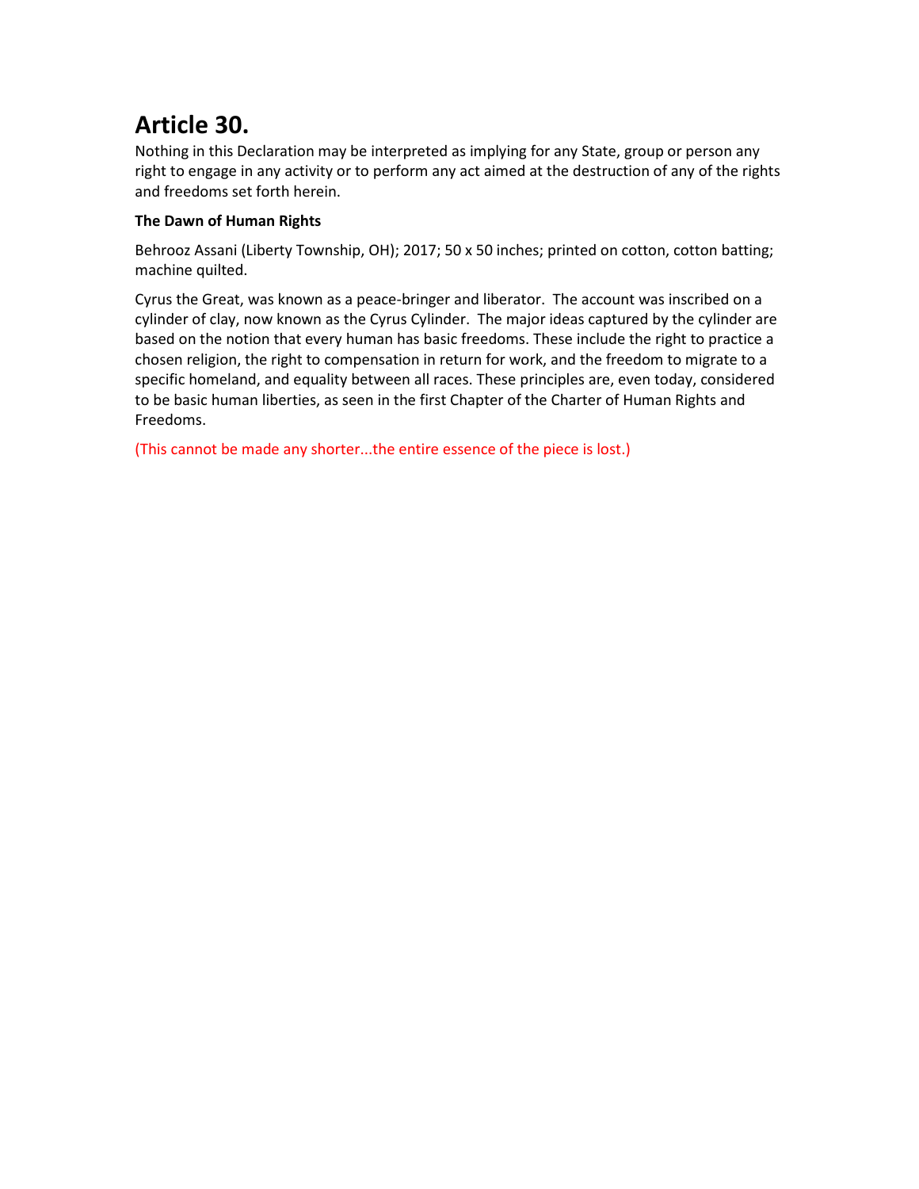# Article 30.

Nothing in this Declaration may be interpreted as implying for any State, group or person any right to engage in any activity or to perform any act aimed at the destruction of any of the rights and freedoms set forth herein.

**The Dawn of Human Rights**

Behrooz Assani (Liberty Township, OH); 2017; 50 x 50 inches; printed on cotton, cotton batting; machine quilted.

Cyrus the Great, was known as a peace-bringer and liberator. The account was inscribed on a cylinder of clay, now known as the Cyrus Cylinder. The major ideas captured by the cylinder are based on the notion that every human has basic freedoms. These include the right to practice a chosen religion, the right to compensation in return for work, and the freedom to migrate to a specific homeland, and equality between all races. These principles are, even today, considered to be basic human liberties, as seen in the first Chapter of the Charter of Human Rights and Freedoms.

(This cannot be made any shorter...the entire essence of the piece is lost.)